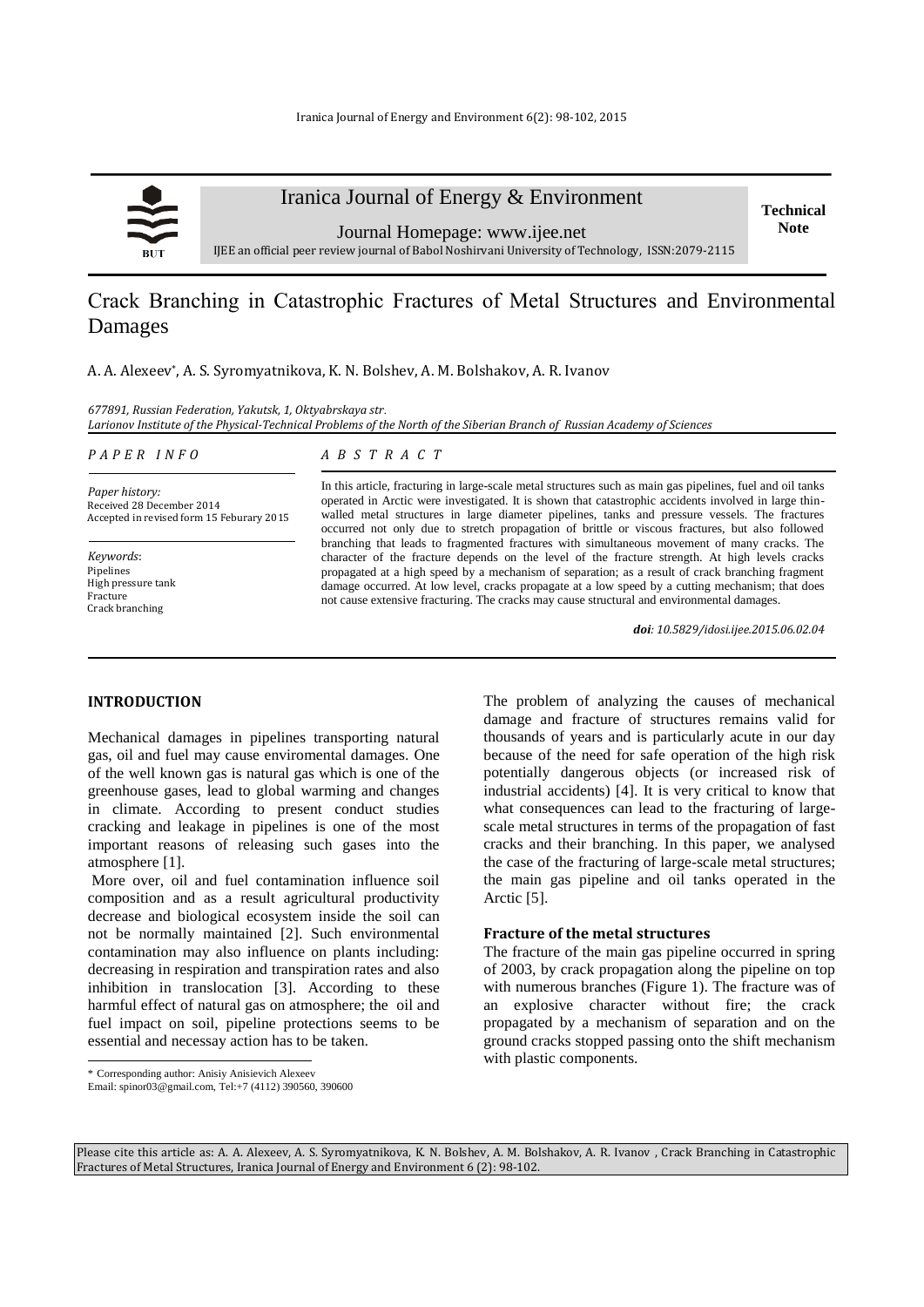Iranica Journal of Energy & Environment

Journal Homepage: www.ijee.net

IJEE an official peer review journal of Babol Noshirvani University of Technology, ISSN:2079-2115

**Technical Note**

# Crack Branching in Catastrophic Fractures of Metal Structures and Environmental Damages

A. A. Alexeev*, A. S. Syromyatnikova, K. N. Bolshev, A. M. Bolshakov, A. R. Ivanov

*677891, Russian Federation, Yakutsk, 1, Oktyabrskaya str.*
*Larionov Institute of the Physical-Technical Problems of the North of the Siberian Branch of Russian Academy of Sciences*

*PAPER INFO*

*Paper history:*
Received 28 December 2014
Accepted in revised form 15 Feburary 2015

*Keywords*:
Pipelines
High pressure tank
Fracture
Crack branching

*ABSTRACT*

In this article, fracturing in large-scale metal structures such as main gas pipelines, fuel and oil tanks operated in Arctic were investigated. It is shown that catastrophic accidents involved in large thin-walled metal structures in large diameter pipelines, tanks and pressure vessels. The fractures occurred not only due to stretch propagation of brittle or viscous fractures, but also followed branching that leads to fragmented fractures with simultaneous movement of many cracks. The character of the fracture depends on the level of the fracture strength. At high levels cracks propagated at a high speed by a mechanism of separation; as a result of crack branching fragment damage occurred. At low level, cracks propagate at a low speed by a cutting mechanism; that does not cause extensive fracturing. The cracks may cause structural and environmental damages.

***doi**: 10.5829/idosi.ijee.2015.06.02.04*

## INTRODUCTION

Mechanical damages in pipelines transporting natural gas, oil and fuel may cause enviromental damages. One of the well known gas is natural gas which is one of the greenhouse gases, lead to global warming and changes in climate. According to present conduct studies cracking and leakage in pipelines is one of the most important reasons of releasing such gases into the atmosphere [1].

More over, oil and fuel contamination influence soil composition and as a result agricultural productivity decrease and biological ecosystem inside the soil can not be normally maintained [2]. Such environmental contamination may also influence on plants including: decreasing in respiration and transpiration rates and also inhibition in translocation [3]. According to these harmful effect of natural gas on atmosphere; the oil and fuel impact on soil, pipeline protections seems to be essential and necessay action has to be taken.

The problem of analyzing the causes of mechanical damage and fracture of structures remains valid for thousands of years and is particularly acute in our day because of the need for safe operation of the high risk potentially dangerous objects (or increased risk of industrial accidents) [4]. It is very critical to know that what consequences can lead to the fracturing of large-scale metal structures in terms of the propagation of fast cracks and their branching. In this paper, we analysed the case of the fracturing of large-scale metal structures; the main gas pipeline and oil tanks operated in the Arctic [5].

### Fracture of the metal structures

The fracture of the main gas pipeline occurred in spring of 2003, by crack propagation along the pipeline on top with numerous branches (Figure 1). The fracture was of an explosive character without fire; the crack propagated by a mechanism of separation and on the ground cracks stopped passing onto the shift mechanism with plastic components.

\* Corresponding author: Anisiy Anisievich Alexeev
Email: spinor03@gmail.com, Tel:+7 (4112) 390560, 390600

Please cite this article as: A. A. Alexeev, A. S. Syromyatnikova, K. N. Bolshev, A. M. Bolshakov, A. R. Ivanov , Crack Branching in Catastrophic Fractures of Metal Structures, Iranica Journal of Energy and Environment 6 (2): 98-102.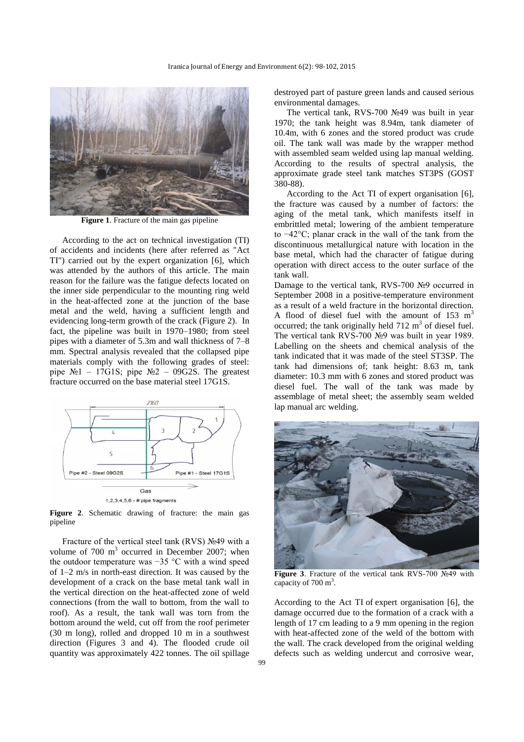Figure 1. Fracture of the main gas pipeline

According to the act on technical investigation (TI) of accidents and incidents (here after referred as "Act TI") carried out by the expert organization [6], which was attended by the authors of this article. The main reason for the failure was the fatigue defects located on the inner side perpendicular to the mounting ring weld in the heat-affected zone at the junction of the base metal and the weld, having a sufficient length and evidencing long-term growth of the crack (Figure 2). In fact, the pipeline was built in 1970–1980; from steel pipes with a diameter of 5.3m and wall thickness of 7–8 mm. Spectral analysis revealed that the collapsed pipe materials comply with the following grades of steel: pipe №1 – 17G1S; pipe №2 – 09G2S. The greatest fracture occurred on the base material steel 17G1S.

Figure 2. Schematic drawing of fracture: the main gas pipeline

Fracture of the vertical steel tank (RVS) №49 with a volume of 700 m$^3$ occurred in December 2007; when the outdoor temperature was −35 °C with a wind speed of 1–2 m/s in north-east direction. It was caused by the development of a crack on the base metal tank wall in the vertical direction on the heat-affected zone of weld connections (from the wall to bottom, from the wall to roof). As a result, the tank wall was torn from the bottom around the weld, cut off from the roof perimeter (30 m long), rolled and dropped 10 m in a southwest direction (Figures 3 and 4). The flooded crude oil quantity was approximately 422 tonnes. The oil spillage destroyed part of pasture green lands and caused serious environmental damages.

The vertical tank, RVS-700 №49 was built in year 1970; the tank height was 8.94m, tank diameter of 10.4m, with 6 zones and the stored product was crude oil. The tank wall was made by the wrapper method with assembled seam welded using lap manual welding. According to the results of spectral analysis, the approximate grade steel tank matches ST3PS (GOST 380-88).

According to the Act TI of expert organisation [6], the fracture was caused by a number of factors: the aging of the metal tank, which manifests itself in embrittled metal; lowering of the ambient temperature to −42°C; planar crack in the wall of the tank from the discontinuous metallurgical nature with location in the base metal, which had the character of fatigue during operation with direct access to the outer surface of the tank wall.

Damage to the vertical tank, RVS-700 №9 occurred in September 2008 in a positive-temperature environment as a result of a weld fracture in the horizontal direction. A flood of diesel fuel with the amount of 153 m$^3$ occurred; the tank originally held 712 m$^3$ of diesel fuel. The vertical tank RVS-700 №9 was built in year 1989. Labelling on the sheets and chemical analysis of the tank indicated that it was made of the steel ST3SP. The tank had dimensions of; tank height: 8.63 m, tank diameter: 10.3 mm with 6 zones and stored product was diesel fuel. The wall of the tank was made by assemblage of metal sheet; the assembly seam welded lap manual arc welding.

Figure 3. Fracture of the vertical tank RVS-700 №49 with capacity of 700 m$^3$.

According to the Act TI of expert organisation [6], the damage occurred due to the formation of a crack with a length of 17 cm leading to a 9 mm opening in the region with heat-affected zone of the weld of the bottom with the wall. The crack developed from the original welding defects such as welding undercut and corrosive wear,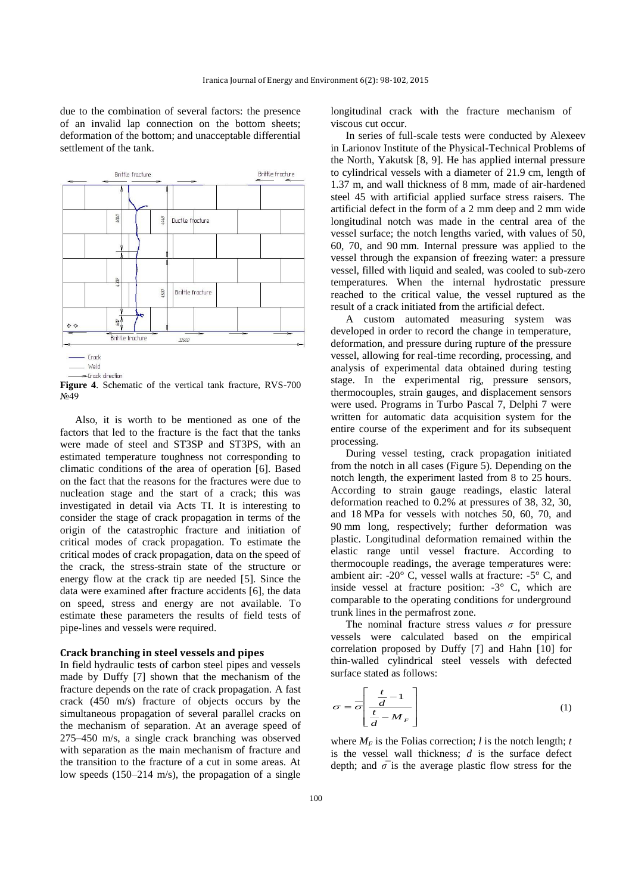due to the combination of several factors: the presence of an invalid lap connection on the bottom sheets; deformation of the bottom; and unacceptable differential settlement of the tank.

**Figure 4**. Schematic of the vertical tank fracture, RVS-700 №49

Also, it is worth to be mentioned as one of the factors that led to the fracture is the fact that the tanks were made of steel and ST3SP and ST3PS, with an estimated temperature toughness not corresponding to climatic conditions of the area of operation [6]. Based on the fact that the reasons for the fractures were due to nucleation stage and the start of a crack; this was investigated in detail via Acts TI. It is interesting to consider the stage of crack propagation in terms of the origin of the catastrophic fracture and initiation of critical modes of crack propagation. To estimate the critical modes of crack propagation, data on the speed of the crack, the stress-strain state of the structure or energy flow at the crack tip are needed [5]. Since the data were examined after fracture accidents [6], the data on speed, stress and energy are not available. To estimate these parameters the results of field tests of pipe-lines and vessels were required.

## Crack branching in steel vessels and pipes

In field hydraulic tests of carbon steel pipes and vessels made by Duffy [7] shown that the mechanism of the fracture depends on the rate of crack propagation. A fast crack (450 m/s) fracture of objects occurs by the simultaneous propagation of several parallel cracks on the mechanism of separation. At an average speed of 275–450 m/s, a single crack branching was observed with separation as the main mechanism of fracture and the transition to the fracture of a cut in some areas. At low speeds (150–214 m/s), the propagation of a single longitudinal crack with the fracture mechanism of viscous cut occur.

In series of full-scale tests were conducted by Alexeev in Larionov Institute of the Physical-Technical Problems of the North, Yakutsk [8, 9]. He has applied internal pressure to cylindrical vessels with a diameter of 21.9 cm, length of 1.37 m, and wall thickness of 8 mm, made of air-hardened steel 45 with artificial applied surface stress raisers. The artificial defect in the form of a 2 mm deep and 2 mm wide longitudinal notch was made in the central area of the vessel surface; the notch lengths varied, with values of 50, 60, 70, and 90 mm. Internal pressure was applied to the vessel through the expansion of freezing water: a pressure vessel, filled with liquid and sealed, was cooled to sub-zero temperatures. When the internal hydrostatic pressure reached to the critical value, the vessel ruptured as the result of a crack initiated from the artificial defect.

A custom automated measuring system was developed in order to record the change in temperature, deformation, and pressure during rupture of the pressure vessel, allowing for real-time recording, processing, and analysis of experimental data obtained during testing stage. In the experimental rig, pressure sensors, thermocouples, strain gauges, and displacement sensors were used. Programs in Turbo Pascal 7, Delphi 7 were written for automatic data acquisition system for the entire course of the experiment and for its subsequent processing.

During vessel testing, crack propagation initiated from the notch in all cases (Figure 5). Depending on the notch length, the experiment lasted from 8 to 25 hours. According to strain gauge readings, elastic lateral deformation reached to 0.2% at pressures of 38, 32, 30, and 18 MPa for vessels with notches 50, 60, 70, and 90 mm long, respectively; further deformation was plastic. Longitudinal deformation remained within the elastic range until vessel fracture. According to thermocouple readings, the average temperatures were: ambient air: -20° C, vessel walls at fracture: -5° C, and inside vessel at fracture position: -3° C, which are comparable to the operating conditions for underground trunk lines in the permafrost zone.

The nominal fracture stress values $\sigma$ for pressure vessels were calculated based on the empirical correlation proposed by Duffy [7] and Hahn [10] for thin-walled cylindrical steel vessels with defected surface stated as follows:

$$\sigma = \bar{\sigma}\left[\frac{\frac{t}{d}-1}{\frac{t}{d}-M_F}\right] \tag{1}$$

where $M_F$ is the Folias correction; $l$ is the notch length; $t$ is the vessel wall thickness; $d$ is the surface defect depth; and $\bar{\sigma}$ is the average plastic flow stress for the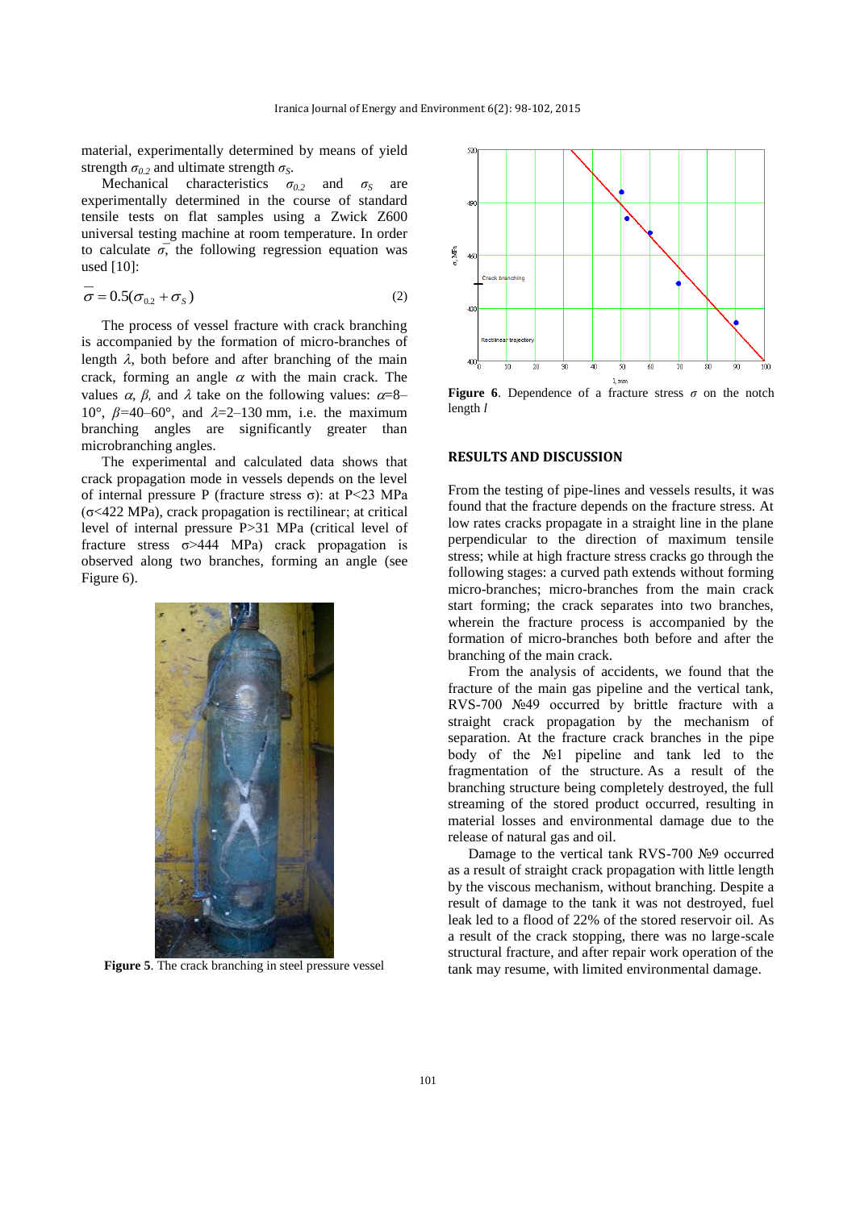material, experimentally determined by means of yield strength $\sigma_{0.2}$ and ultimate strength $\sigma_S$.

Mechanical characteristics $\sigma_{0.2}$ and $\sigma_S$ are experimentally determined in the course of standard tensile tests on flat samples using a Zwick Z600 universal testing machine at room temperature. In order to calculate $\bar{\sigma}$, the following regression equation was used [10]:

$$\bar{\sigma} = 0.5(\sigma_{0.2} + \sigma_S) \tag{2}$$

The process of vessel fracture with crack branching is accompanied by the formation of micro-branches of length $\lambda$, both before and after branching of the main crack, forming an angle $\alpha$ with the main crack. The values $\alpha$, $\beta$, and $\lambda$ take on the following values: $\alpha$=8–10°, $\beta$=40–60°, and $\lambda$=2–130 mm, i.e. the maximum branching angles are significantly greater than microbranching angles.

The experimental and calculated data shows that crack propagation mode in vessels depends on the level of internal pressure P (fracture stress σ): at P<23 MPa (σ<422 MPa), crack propagation is rectilinear; at critical level of internal pressure P>31 MPa (critical level of fracture stress σ>444 MPa) crack propagation is observed along two branches, forming an angle (see Figure 6).

**Figure 5**. The crack branching in steel pressure vessel

**Figure 6**. Dependence of a fracture stress $\sigma$ on the notch length $l$

## RESULTS AND DISCUSSION

From the testing of pipe-lines and vessels results, it was found that the fracture depends on the fracture stress. At low rates cracks propagate in a straight line in the plane perpendicular to the direction of maximum tensile stress; while at high fracture stress cracks go through the following stages: a curved path extends without forming micro-branches; micro-branches from the main crack start forming; the crack separates into two branches, wherein the fracture process is accompanied by the formation of micro-branches both before and after the branching of the main crack.

From the analysis of accidents, we found that the fracture of the main gas pipeline and the vertical tank, RVS-700 №49 occurred by brittle fracture with a straight crack propagation by the mechanism of separation. At the fracture crack branches in the pipe body of the №1 pipeline and tank led to the fragmentation of the structure. As a result of the branching structure being completely destroyed, the full streaming of the stored product occurred, resulting in material losses and environmental damage due to the release of natural gas and oil.

Damage to the vertical tank RVS-700 №9 occurred as a result of straight crack propagation with little length by the viscous mechanism, without branching. Despite a result of damage to the tank it was not destroyed, fuel leak led to a flood of 22% of the stored reservoir oil. As a result of the crack stopping, there was no large-scale structural fracture, and after repair work operation of the tank may resume, with limited environmental damage.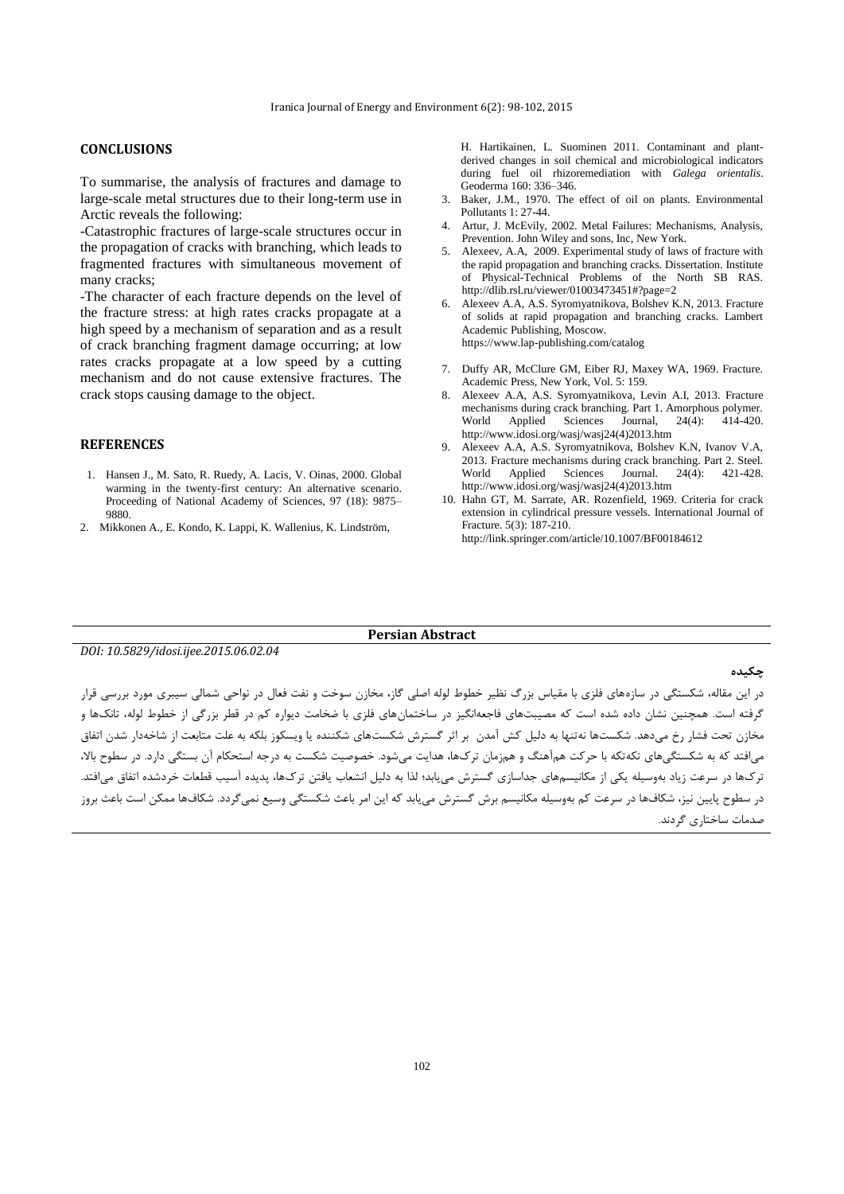## CONCLUSIONS

To summarise, the analysis of fractures and damage to large-scale metal structures due to their long-term use in Arctic reveals the following:

-Catastrophic fractures of large-scale structures occur in the propagation of cracks with branching, which leads to fragmented fractures with simultaneous movement of many cracks;

-The character of each fracture depends on the level of the fracture stress: at high rates cracks propagate at a high speed by a mechanism of separation and as a result of crack branching fragment damage occurring; at low rates cracks propagate at a low speed by a cutting mechanism and do not cause extensive fractures. The crack stops causing damage to the object.

## REFERENCES

1. Hansen J., M. Sato, R. Ruedy, A. Lacis, V. Oinas, 2000. Global warming in the twenty-first century: An alternative scenario. Proceeding of National Academy of Sciences, 97 (18): 9875–9880.
2. Mikkonen A., E. Kondo, K. Lappi, K. Wallenius, K. Lindström, H. Hartikainen, L. Suominen 2011. Contaminant and plant-derived changes in soil chemical and microbiological indicators during fuel oil rhizoremediation with *Galega orientalis*. Geoderma 160: 336–346.
3. Baker, J.M., 1970. The effect of oil on plants. Environmental Pollutants 1: 27-44.
4. Artur, J. McEvily, 2002. Metal Failures: Mechanisms, Analysis, Prevention. John Wiley and sons, Inc, New York.
5. Alexeev, A.A, 2009. Experimental study of laws of fracture with the rapid propagation and branching cracks. Dissertation. Institute of Physical-Technical Problems of the North SB RAS. http://dlib.rsl.ru/viewer/01003473451#?page=2
6. Alexeev A.A, A.S. Syromyatnikova, Bolshev K.N, 2013. Fracture of solids at rapid propagation and branching cracks. Lambert Academic Publishing, Moscow. https://www.lap-publishing.com/catalog
7. Duffy AR, McClure GM, Eiber RJ, Maxey WA, 1969. Fracture. Academic Press, New York, Vol. 5: 159.
8. Alexeev A.A, A.S. Syromyatnikova, Levin A.I, 2013. Fracture mechanisms during crack branching. Part 1. Amorphous polymer. World Applied Sciences Journal, 24(4): 414-420. http://www.idosi.org/wasj/wasj24(4)2013.htm
9. Alexeev A.A, A.S. Syromyatnikova, Bolshev K.N, Ivanov V.A, 2013. Fracture mechanisms during crack branching. Part 2. Steel. World Applied Sciences Journal. 24(4): 421-428. http://www.idosi.org/wasj/wasj24(4)2013.htm
10. Hahn GT, M. Sarrate, AR. Rozenfield, 1969. Criteria for crack extension in cylindrical pressure vessels. International Journal of Fracture. 5(3): 187-210. http://link.springer.com/article/10.1007/BF00184612

## Persian Abstract

*DOI: 10.5829/idosi.ijee.2015.06.02.04*

**چکیده**

در این مقاله، شکستگی در سازه‌های فلزی با مقیاس بزرگ نظیر خطوط لوله اصلی گاز، مخازن سوخت و نفت فعال در نواحی شمالی سیبری مورد بررسی قرار گرفته است. همچنین نشان داده شده است که مصیبت‌های فاجعه‌انگیز در ساختمان‌های فلزی با ضخامت دیواره کم در قطر بزرگی از خطوط لوله، تانک‌ها و مخازن تحت فشار رخ می‌دهد. شکست‌ها نه‌تنها به دلیل کش آمدن بر اثر گسترش شکست‌های شکننده یا ویسکوز بلکه به علت متابعت از شاخه‌دار شدن اتفاق می‌افتد که به شکستگی‌های تکه‌تکه با حرکت هم‌آهنگ و همزمان ترک‌ها، هدایت می‌شود. خصوصیت شکست به درجه استحکام آن بستگی دارد. در سطوح بالا، ترک‌ها در سرعت زیاد به‌وسیله یکی از مکانیسم‌های جداسازی گسترش می‌یابد؛ لذا به دلیل انشعاب یافتن ترک‌ها، پدیده آسیب قطعات خردشده اتفاق می‌افتد. در سطوح پایین نیز، شکاف‌ها در سرعت کم به‌وسیله مکانیسم برش گسترش می‌یابد که این امر باعث شکستگی وسیع نمی‌گردد. شکاف‌ها ممکن است باعث بروز صدمات ساختاری گردند.